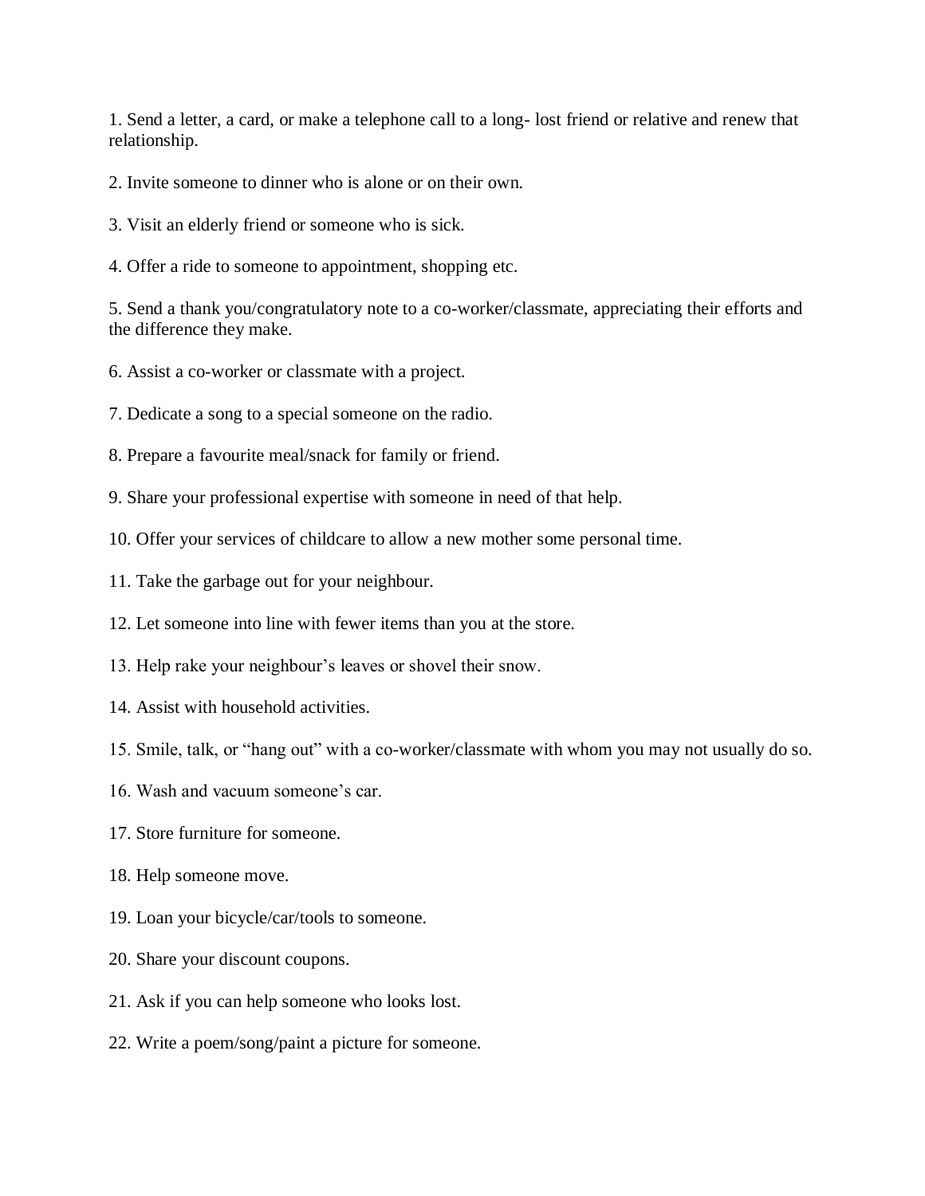1. Send a letter, a card, or make a telephone call to a long- lost friend or relative and renew that relationship.

2. Invite someone to dinner who is alone or on their own.

3. Visit an elderly friend or someone who is sick.

4. Offer a ride to someone to appointment, shopping etc.

5. Send a thank you/congratulatory note to a co-worker/classmate, appreciating their efforts and the difference they make.

6. Assist a co-worker or classmate with a project.

7. Dedicate a song to a special someone on the radio.

8. Prepare a favourite meal/snack for family or friend.

9. Share your professional expertise with someone in need of that help.

10. Offer your services of childcare to allow a new mother some personal time.

11. Take the garbage out for your neighbour.

12. Let someone into line with fewer items than you at the store.

13. Help rake your neighbour's leaves or shovel their snow.

14. Assist with household activities.

15. Smile, talk, or "hang out" with a co-worker/classmate with whom you may not usually do so.

16. Wash and vacuum someone's car.

17. Store furniture for someone.

18. Help someone move.

19. Loan your bicycle/car/tools to someone.

20. Share your discount coupons.

21. Ask if you can help someone who looks lost.

22. Write a poem/song/paint a picture for someone.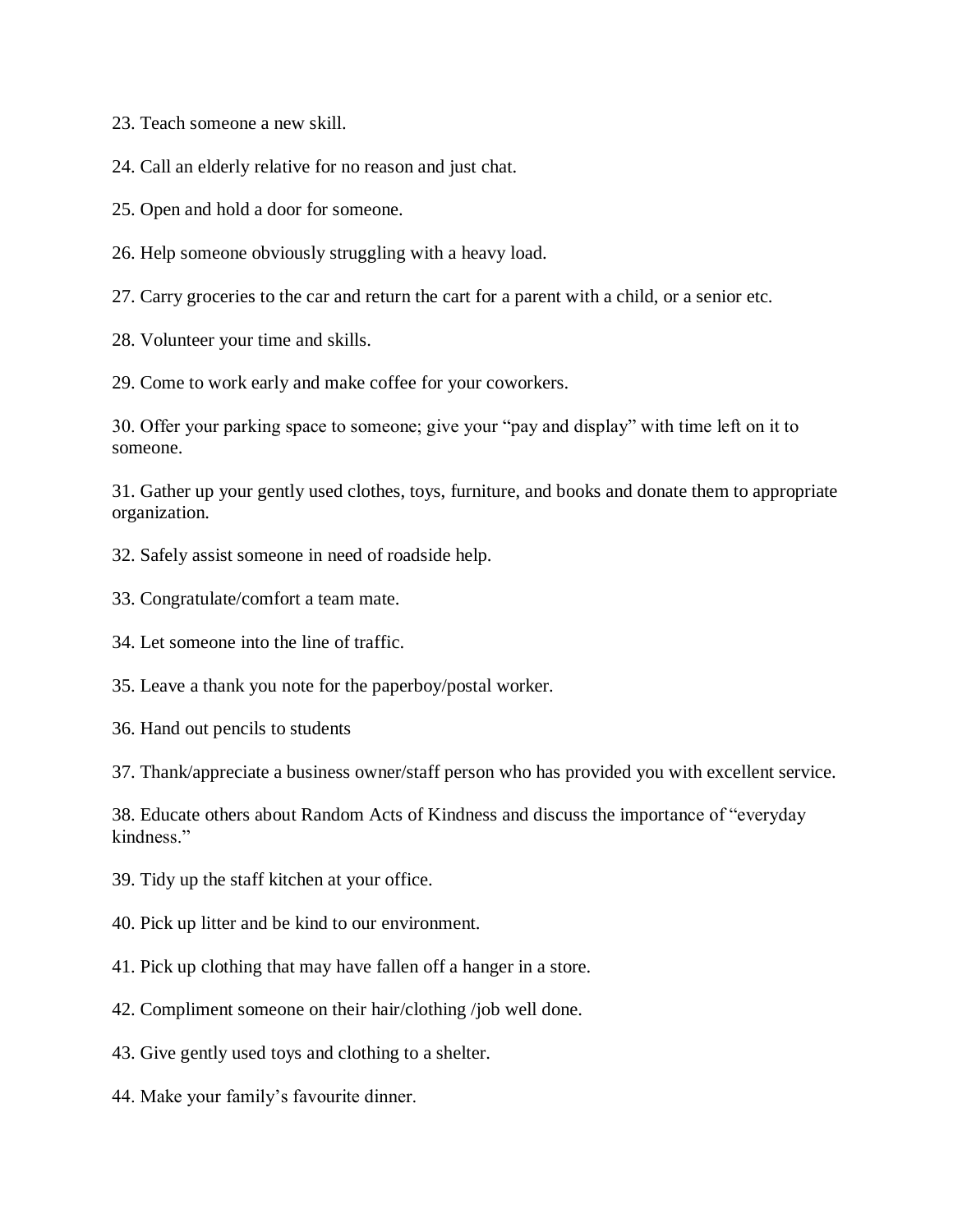23. Teach someone a new skill.

24. Call an elderly relative for no reason and just chat.

25. Open and hold a door for someone.

26. Help someone obviously struggling with a heavy load.

27. Carry groceries to the car and return the cart for a parent with a child, or a senior etc.

28. Volunteer your time and skills.

29. Come to work early and make coffee for your coworkers.

30. Offer your parking space to someone; give your "pay and display" with time left on it to someone.

31. Gather up your gently used clothes, toys, furniture, and books and donate them to appropriate organization.

32. Safely assist someone in need of roadside help.

33. Congratulate/comfort a team mate.

34. Let someone into the line of traffic.

35. Leave a thank you note for the paperboy/postal worker.

36. Hand out pencils to students

37. Thank/appreciate a business owner/staff person who has provided you with excellent service.

38. Educate others about Random Acts of Kindness and discuss the importance of "everyday kindness."

39. Tidy up the staff kitchen at your office.

40. Pick up litter and be kind to our environment.

41. Pick up clothing that may have fallen off a hanger in a store.

42. Compliment someone on their hair/clothing /job well done.

43. Give gently used toys and clothing to a shelter.

44. Make your family's favourite dinner.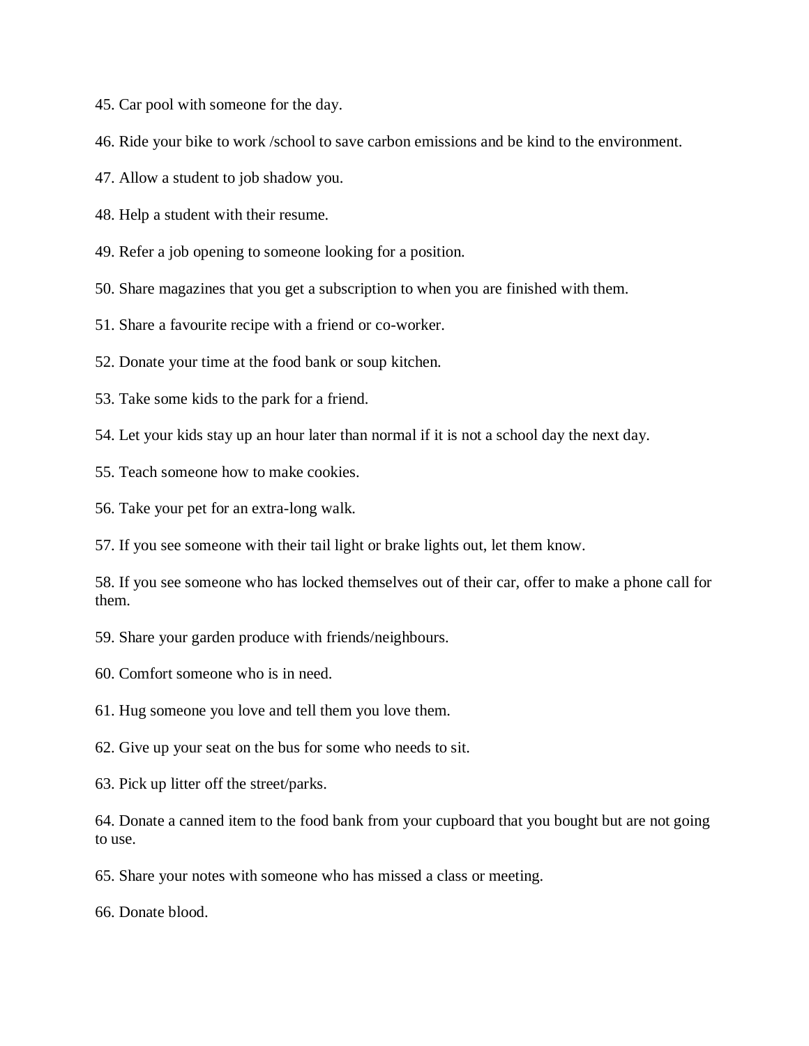45. Car pool with someone for the day.

46. Ride your bike to work /school to save carbon emissions and be kind to the environment.

47. Allow a student to job shadow you.

48. Help a student with their resume.

49. Refer a job opening to someone looking for a position.

50. Share magazines that you get a subscription to when you are finished with them.

51. Share a favourite recipe with a friend or co-worker.

52. Donate your time at the food bank or soup kitchen.

53. Take some kids to the park for a friend.

54. Let your kids stay up an hour later than normal if it is not a school day the next day.

55. Teach someone how to make cookies.

56. Take your pet for an extra-long walk.

57. If you see someone with their tail light or brake lights out, let them know.

58. If you see someone who has locked themselves out of their car, offer to make a phone call for them.

59. Share your garden produce with friends/neighbours.

60. Comfort someone who is in need.

61. Hug someone you love and tell them you love them.

62. Give up your seat on the bus for some who needs to sit.

63. Pick up litter off the street/parks.

64. Donate a canned item to the food bank from your cupboard that you bought but are not going to use.

65. Share your notes with someone who has missed a class or meeting.

66. Donate blood.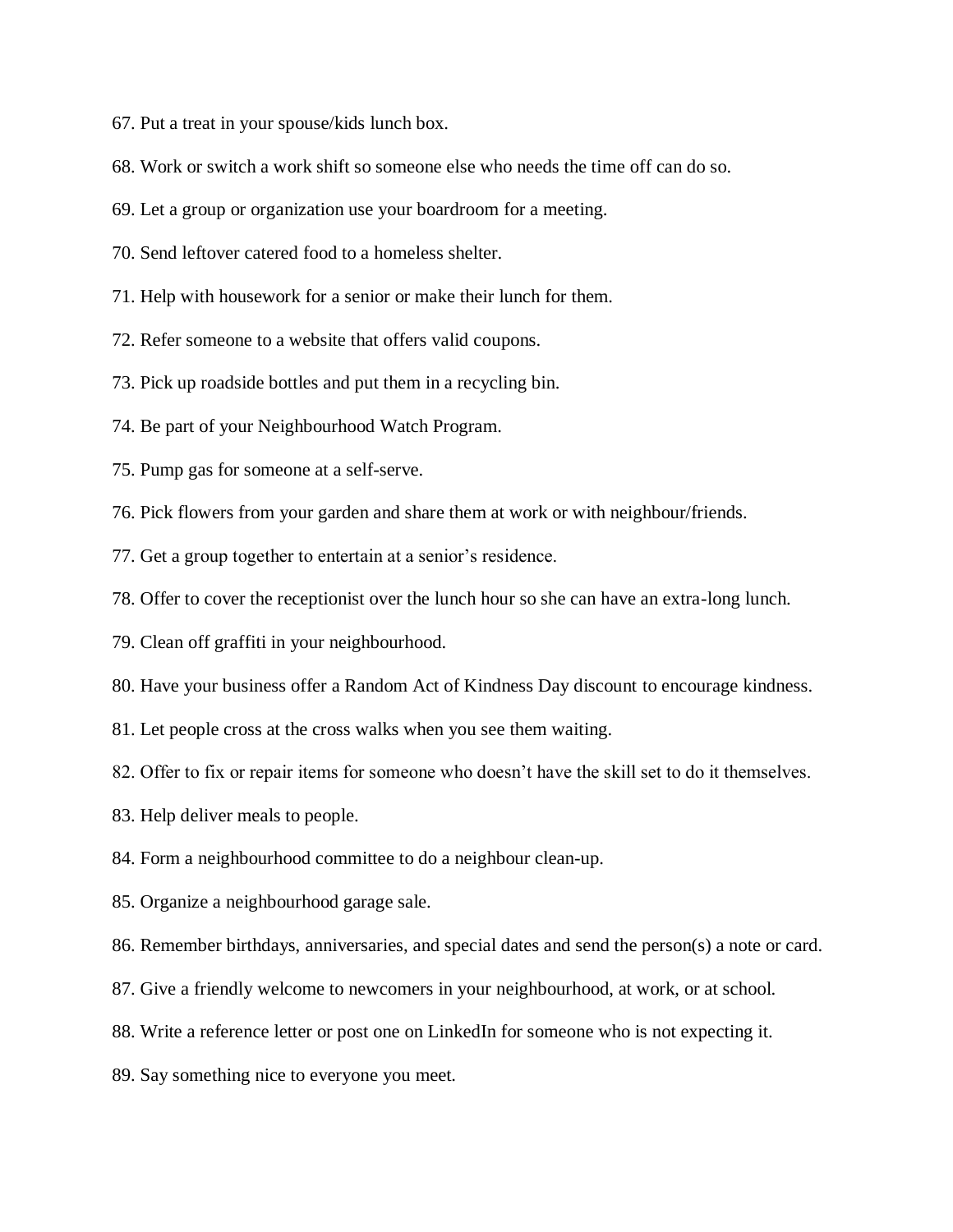67. Put a treat in your spouse/kids lunch box.

68. Work or switch a work shift so someone else who needs the time off can do so.

69. Let a group or organization use your boardroom for a meeting.

70. Send leftover catered food to a homeless shelter.

71. Help with housework for a senior or make their lunch for them.

72. Refer someone to a website that offers valid coupons.

73. Pick up roadside bottles and put them in a recycling bin.

74. Be part of your Neighbourhood Watch Program.

75. Pump gas for someone at a self-serve.

76. Pick flowers from your garden and share them at work or with neighbour/friends.

77. Get a group together to entertain at a senior's residence.

78. Offer to cover the receptionist over the lunch hour so she can have an extra-long lunch.

79. Clean off graffiti in your neighbourhood.

80. Have your business offer a Random Act of Kindness Day discount to encourage kindness.

81. Let people cross at the cross walks when you see them waiting.

82. Offer to fix or repair items for someone who doesn't have the skill set to do it themselves.

83. Help deliver meals to people.

84. Form a neighbourhood committee to do a neighbour clean-up.

85. Organize a neighbourhood garage sale.

86. Remember birthdays, anniversaries, and special dates and send the person(s) a note or card.

87. Give a friendly welcome to newcomers in your neighbourhood, at work, or at school.

88. Write a reference letter or post one on LinkedIn for someone who is not expecting it.

89. Say something nice to everyone you meet.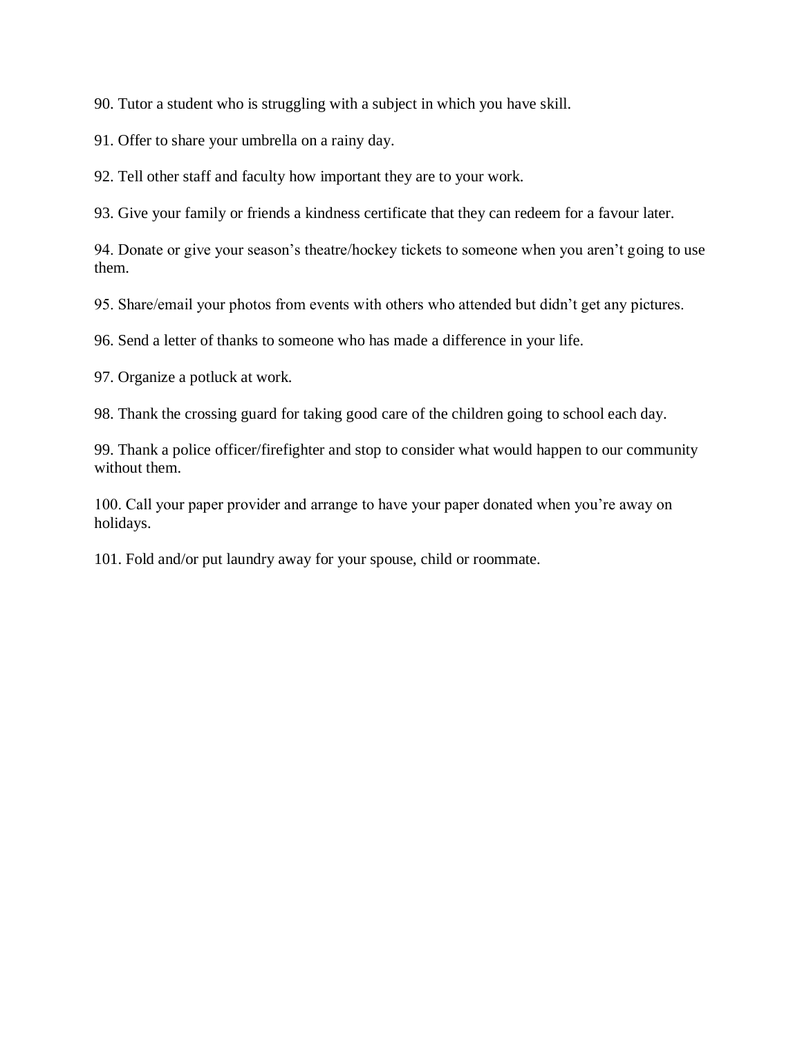90. Tutor a student who is struggling with a subject in which you have skill.

91. Offer to share your umbrella on a rainy day.

92. Tell other staff and faculty how important they are to your work.

93. Give your family or friends a kindness certificate that they can redeem for a favour later.

94. Donate or give your season's theatre/hockey tickets to someone when you aren't going to use them.

95. Share/email your photos from events with others who attended but didn't get any pictures.

96. Send a letter of thanks to someone who has made a difference in your life.

97. Organize a potluck at work.

98. Thank the crossing guard for taking good care of the children going to school each day.

99. Thank a police officer/firefighter and stop to consider what would happen to our community without them.

100. Call your paper provider and arrange to have your paper donated when you're away on holidays.

101. Fold and/or put laundry away for your spouse, child or roommate.